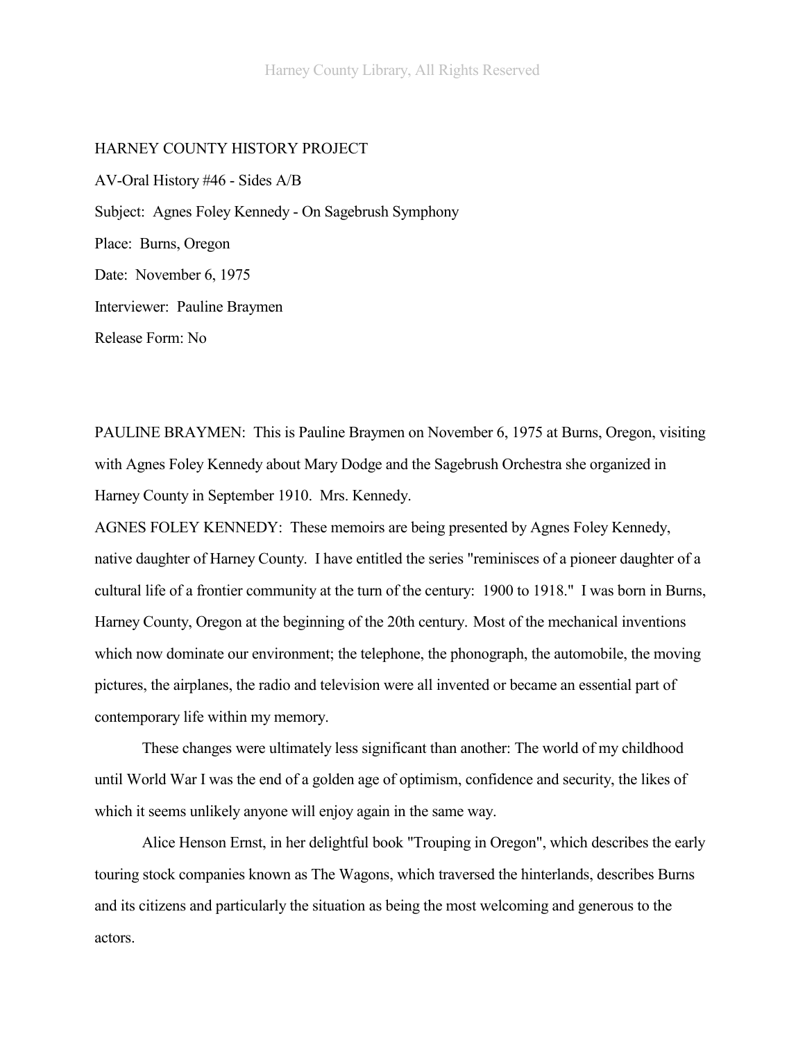HARNEY COUNTY HISTORY PROJECT

AV-Oral History #46 - Sides A/B

Subject: Agnes Foley Kennedy - On Sagebrush Symphony

Place: Burns, Oregon

Date: November 6, 1975

Interviewer: Pauline Braymen

Release Form: No

PAULINE BRAYMEN: This is Pauline Braymen on November 6, 1975 at Burns, Oregon, visiting with Agnes Foley Kennedy about Mary Dodge and the Sagebrush Orchestra she organized in Harney County in September 1910. Mrs. Kennedy.

AGNES FOLEY KENNEDY: These memoirs are being presented by Agnes Foley Kennedy, native daughter of Harney County. I have entitled the series "reminisces of a pioneer daughter of a cultural life of a frontier community at the turn of the century: 1900 to 1918." I was born in Burns, Harney County, Oregon at the beginning of the 20th century. Most of the mechanical inventions which now dominate our environment; the telephone, the phonograph, the automobile, the moving pictures, the airplanes, the radio and television were all invented or became an essential part of contemporary life within my memory.

These changes were ultimately less significant than another: The world of my childhood until World War I was the end of a golden age of optimism, confidence and security, the likes of which it seems unlikely anyone will enjoy again in the same way.

Alice Henson Ernst, in her delightful book "Trouping in Oregon", which describes the early touring stock companies known as The Wagons, which traversed the hinterlands, describes Burns and its citizens and particularly the situation as being the most welcoming and generous to the actors.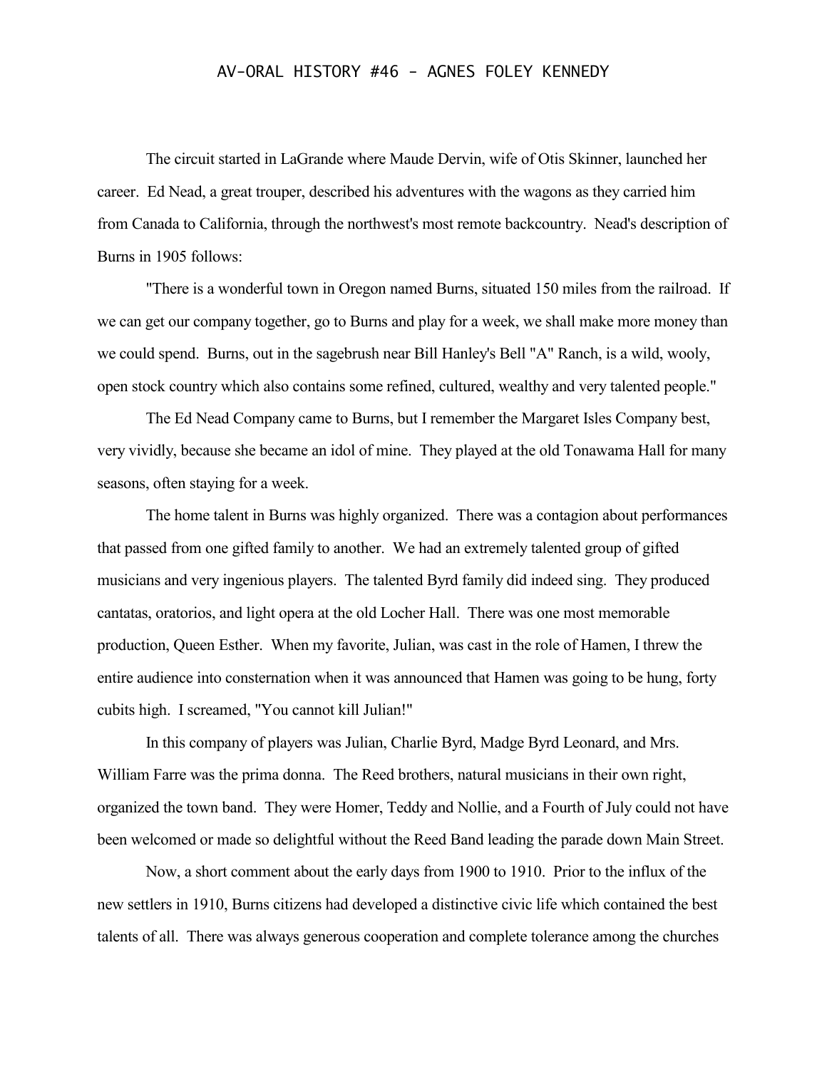The circuit started in LaGrande where Maude Dervin, wife of Otis Skinner, launched her career. Ed Nead, a great trouper, described his adventures with the wagons as they carried him from Canada to California, through the northwest's most remote backcountry. Nead's description of Burns in 1905 follows:

"There is a wonderful town in Oregon named Burns, situated 150 miles from the railroad. If we can get our company together, go to Burns and play for a week, we shall make more money than we could spend. Burns, out in the sagebrush near Bill Hanley's Bell "A" Ranch, is a wild, wooly, open stock country which also contains some refined, cultured, wealthy and very talented people."

The Ed Nead Company came to Burns, but I remember the Margaret Isles Company best, very vividly, because she became an idol of mine. They played at the old Tonawama Hall for many seasons, often staying for a week.

The home talent in Burns was highly organized. There was a contagion about performances that passed from one gifted family to another. We had an extremely talented group of gifted musicians and very ingenious players. The talented Byrd family did indeed sing. They produced cantatas, oratorios, and light opera at the old Locher Hall. There was one most memorable production, Queen Esther. When my favorite, Julian, was cast in the role of Hamen, I threw the entire audience into consternation when it was announced that Hamen was going to be hung, forty cubits high. I screamed, "You cannot kill Julian!"

In this company of players was Julian, Charlie Byrd, Madge Byrd Leonard, and Mrs. William Farre was the prima donna. The Reed brothers, natural musicians in their own right, organized the town band. They were Homer, Teddy and Nollie, and a Fourth of July could not have been welcomed or made so delightful without the Reed Band leading the parade down Main Street.

Now, a short comment about the early days from 1900 to 1910. Prior to the influx of the new settlers in 1910, Burns citizens had developed a distinctive civic life which contained the best talents of all. There was always generous cooperation and complete tolerance among the churches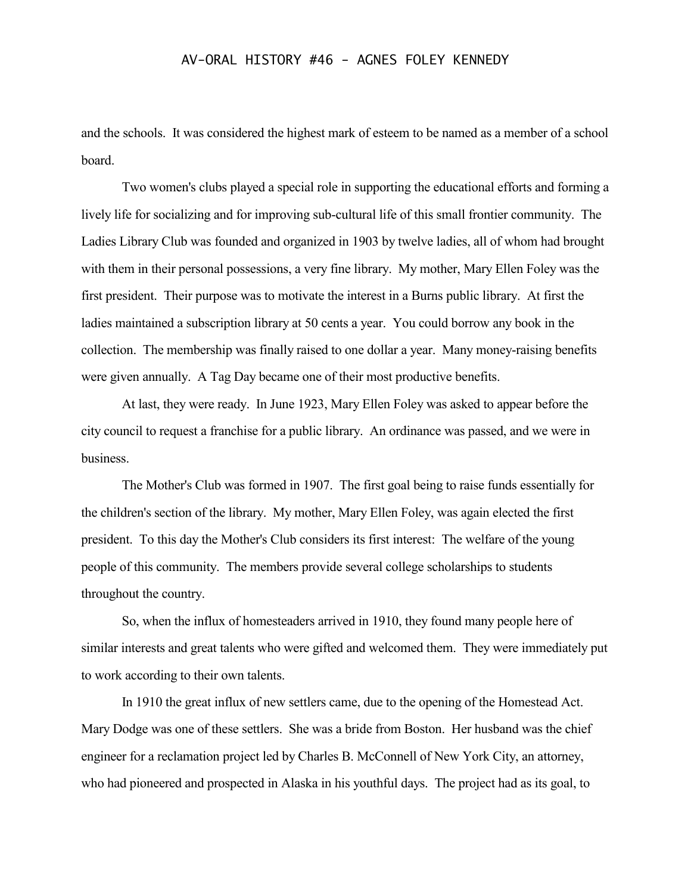and the schools. It was considered the highest mark of esteem to be named as a member of a school board.

Two women's clubs played a special role in supporting the educational efforts and forming a lively life for socializing and for improving sub-cultural life of this small frontier community. The Ladies Library Club was founded and organized in 1903 by twelve ladies, all of whom had brought with them in their personal possessions, a very fine library. My mother, Mary Ellen Foley was the first president. Their purpose was to motivate the interest in a Burns public library. At first the ladies maintained a subscription library at 50 cents a year. You could borrow any book in the collection. The membership was finally raised to one dollar a year. Many money-raising benefits were given annually. A Tag Day became one of their most productive benefits.

At last, they were ready. In June 1923, Mary Ellen Foley was asked to appear before the city council to request a franchise for a public library. An ordinance was passed, and we were in business.

The Mother's Club was formed in 1907. The first goal being to raise funds essentially for the children's section of the library. My mother, Mary Ellen Foley, was again elected the first president. To this day the Mother's Club considers its first interest: The welfare of the young people of this community. The members provide several college scholarships to students throughout the country.

So, when the influx of homesteaders arrived in 1910, they found many people here of similar interests and great talents who were gifted and welcomed them. They were immediately put to work according to their own talents.

In 1910 the great influx of new settlers came, due to the opening of the Homestead Act. Mary Dodge was one of these settlers. She was a bride from Boston. Her husband was the chief engineer for a reclamation project led by Charles B. McConnell of New York City, an attorney, who had pioneered and prospected in Alaska in his youthful days. The project had as its goal, to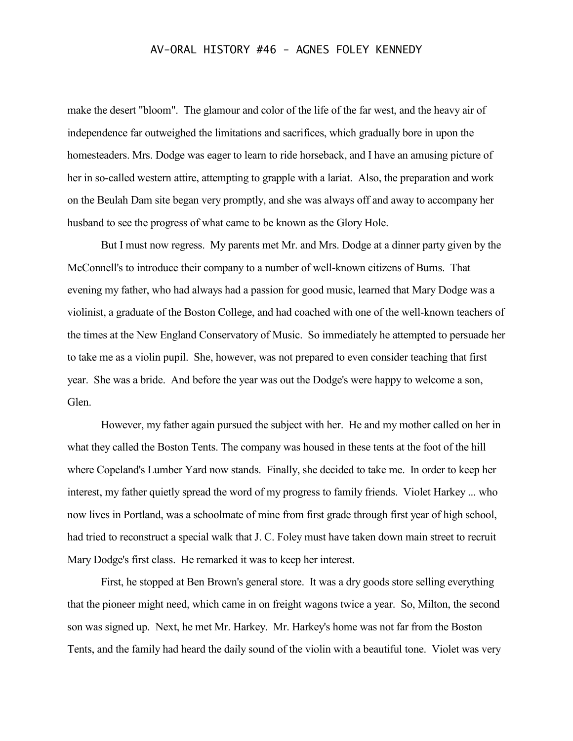make the desert "bloom". The glamour and color of the life of the far west, and the heavy air of independence far outweighed the limitations and sacrifices, which gradually bore in upon the homesteaders. Mrs. Dodge was eager to learn to ride horseback, and I have an amusing picture of her in so-called western attire, attempting to grapple with a lariat. Also, the preparation and work on the Beulah Dam site began very promptly, and she was always off and away to accompany her husband to see the progress of what came to be known as the Glory Hole.

But I must now regress. My parents met Mr. and Mrs. Dodge at a dinner party given by the McConnell's to introduce their company to a number of well-known citizens of Burns. That evening my father, who had always had a passion for good music, learned that Mary Dodge was a violinist, a graduate of the Boston College, and had coached with one of the well-known teachers of the times at the New England Conservatory of Music. So immediately he attempted to persuade her to take me as a violin pupil. She, however, was not prepared to even consider teaching that first year. She was a bride. And before the year was out the Dodge's were happy to welcome a son, Glen.

However, my father again pursued the subject with her. He and my mother called on her in what they called the Boston Tents. The company was housed in these tents at the foot of the hill where Copeland's Lumber Yard now stands. Finally, she decided to take me. In order to keep her interest, my father quietly spread the word of my progress to family friends. Violet Harkey ... who now lives in Portland, was a schoolmate of mine from first grade through first year of high school, had tried to reconstruct a special walk that J. C. Foley must have taken down main street to recruit Mary Dodge's first class. He remarked it was to keep her interest.

First, he stopped at Ben Brown's general store. It was a dry goods store selling everything that the pioneer might need, which came in on freight wagons twice a year. So, Milton, the second son was signed up. Next, he met Mr. Harkey. Mr. Harkey's home was not far from the Boston Tents, and the family had heard the daily sound of the violin with a beautiful tone. Violet was very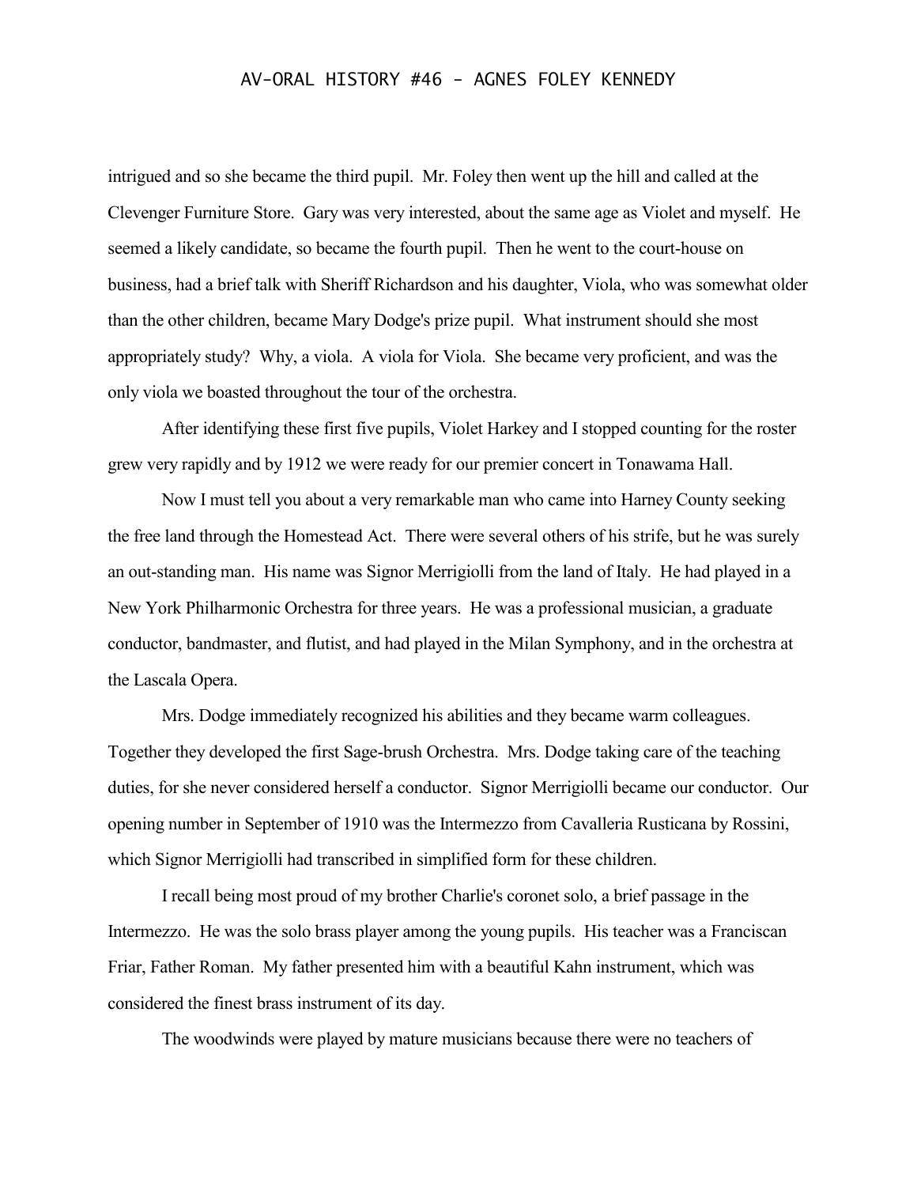intrigued and so she became the third pupil. Mr. Foley then went up the hill and called at the Clevenger Furniture Store. Gary was very interested, about the same age as Violet and myself. He seemed a likely candidate, so became the fourth pupil. Then he went to the court-house on business, had a brief talk with Sheriff Richardson and his daughter, Viola, who was somewhat older than the other children, became Mary Dodge's prize pupil. What instrument should she most appropriately study? Why, a viola. A viola for Viola. She became very proficient, and was the only viola we boasted throughout the tour of the orchestra.

After identifying these first five pupils, Violet Harkey and I stopped counting for the roster grew very rapidly and by 1912 we were ready for our premier concert in Tonawama Hall.

Now I must tell you about a very remarkable man who came into Harney County seeking the free land through the Homestead Act. There were several others of his strife, but he was surely an out-standing man. His name was Signor Merrigiolli from the land of Italy. He had played in a New York Philharmonic Orchestra for three years. He was a professional musician, a graduate conductor, bandmaster, and flutist, and had played in the Milan Symphony, and in the orchestra at the Lascala Opera.

Mrs. Dodge immediately recognized his abilities and they became warm colleagues. Together they developed the first Sage-brush Orchestra. Mrs. Dodge taking care of the teaching duties, for she never considered herself a conductor. Signor Merrigiolli became our conductor. Our opening number in September of 1910 was the Intermezzo from Cavalleria Rusticana by Rossini, which Signor Merrigiolli had transcribed in simplified form for these children.

I recall being most proud of my brother Charlie's coronet solo, a brief passage in the Intermezzo. He was the solo brass player among the young pupils. His teacher was a Franciscan Friar, Father Roman. My father presented him with a beautiful Kahn instrument, which was considered the finest brass instrument of its day.

The woodwinds were played by mature musicians because there were no teachers of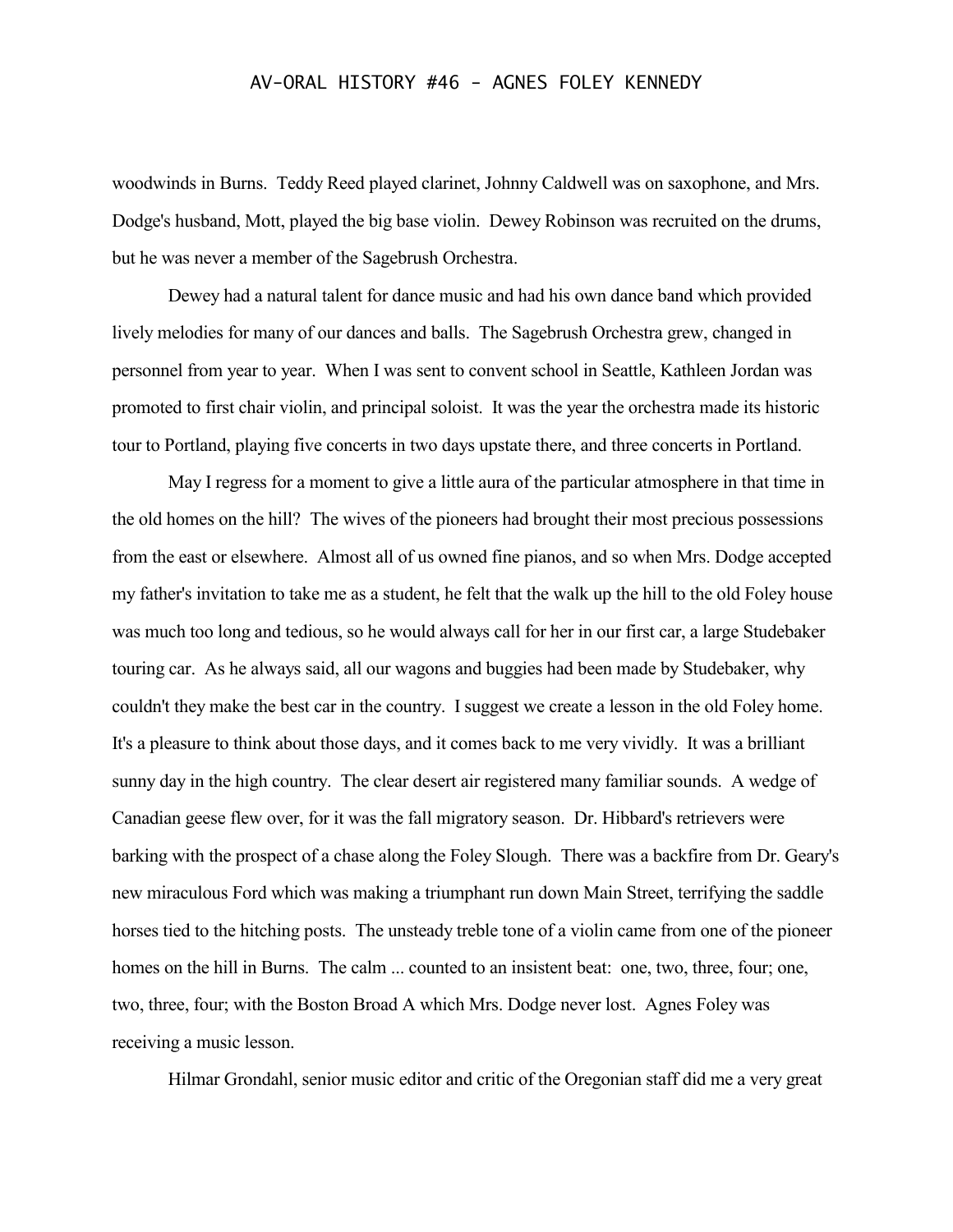woodwinds in Burns. Teddy Reed played clarinet, Johnny Caldwell was on saxophone, and Mrs. Dodge's husband, Mott, played the big base violin. Dewey Robinson was recruited on the drums, but he was never a member of the Sagebrush Orchestra.

Dewey had a natural talent for dance music and had his own dance band which provided lively melodies for many of our dances and balls. The Sagebrush Orchestra grew, changed in personnel from year to year. When I was sent to convent school in Seattle, Kathleen Jordan was promoted to first chair violin, and principal soloist. It was the year the orchestra made its historic tour to Portland, playing five concerts in two days upstate there, and three concerts in Portland.

May I regress for a moment to give a little aura of the particular atmosphere in that time in the old homes on the hill? The wives of the pioneers had brought their most precious possessions from the east or elsewhere. Almost all of us owned fine pianos, and so when Mrs. Dodge accepted my father's invitation to take me as a student, he felt that the walk up the hill to the old Foley house was much too long and tedious, so he would always call for her in our first car, a large Studebaker touring car. As he always said, all our wagons and buggies had been made by Studebaker, why couldn't they make the best car in the country. I suggest we create a lesson in the old Foley home. It's a pleasure to think about those days, and it comes back to me very vividly. It was a brilliant sunny day in the high country. The clear desert air registered many familiar sounds. A wedge of Canadian geese flew over, for it was the fall migratory season. Dr. Hibbard's retrievers were barking with the prospect of a chase along the Foley Slough. There was a backfire from Dr. Geary's new miraculous Ford which was making a triumphant run down Main Street, terrifying the saddle horses tied to the hitching posts. The unsteady treble tone of a violin came from one of the pioneer homes on the hill in Burns. The calm ... counted to an insistent beat: one, two, three, four; one, two, three, four; with the Boston Broad A which Mrs. Dodge never lost. Agnes Foley was receiving a music lesson.

Hilmar Grondahl, senior music editor and critic of the Oregonian staff did me a very great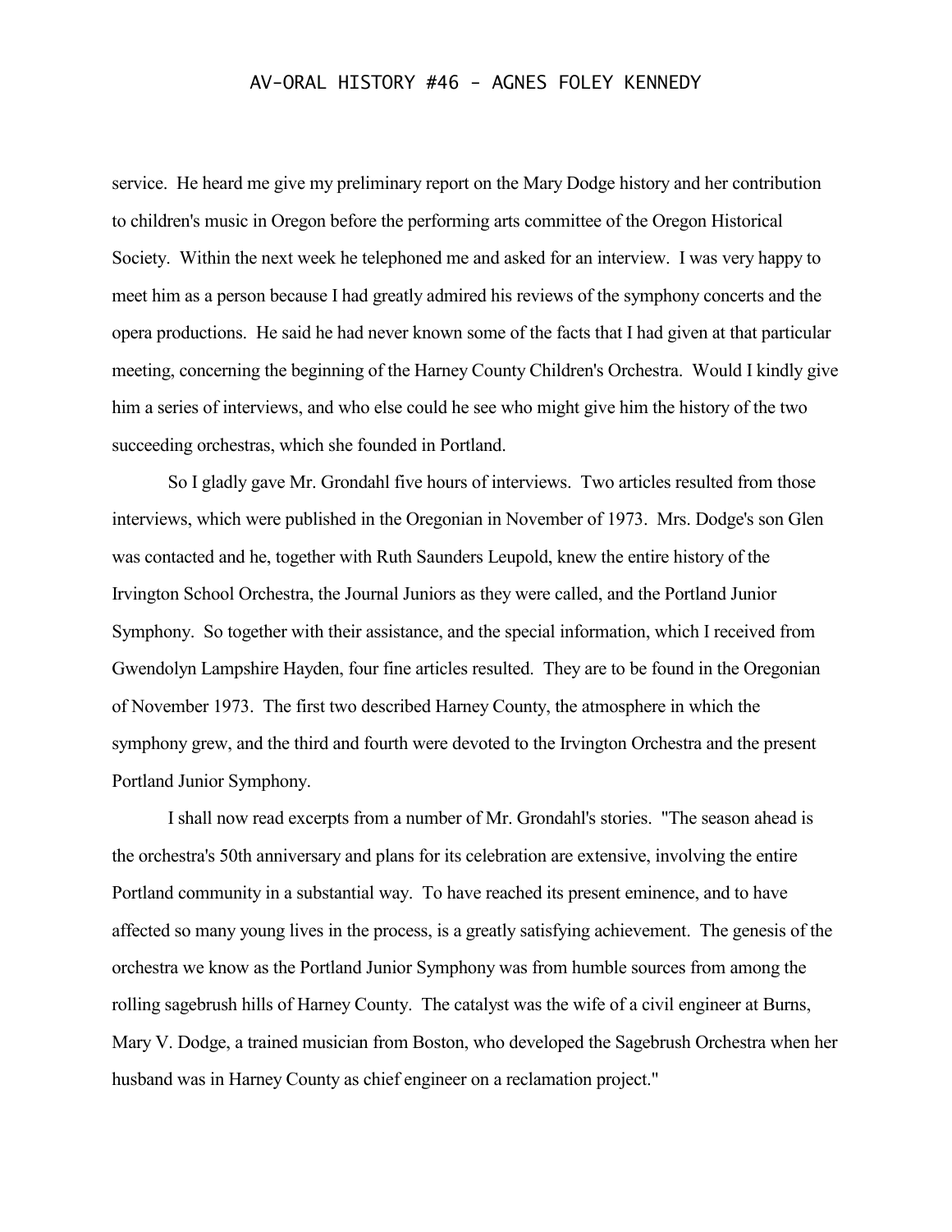service. He heard me give my preliminary report on the Mary Dodge history and her contribution to children's music in Oregon before the performing arts committee of the Oregon Historical Society. Within the next week he telephoned me and asked for an interview. I was very happy to meet him as a person because I had greatly admired his reviews of the symphony concerts and the opera productions. He said he had never known some of the facts that I had given at that particular meeting, concerning the beginning of the Harney County Children's Orchestra. Would I kindly give him a series of interviews, and who else could he see who might give him the history of the two succeeding orchestras, which she founded in Portland.

So I gladly gave Mr. Grondahl five hours of interviews. Two articles resulted from those interviews, which were published in the Oregonian in November of 1973. Mrs. Dodge's son Glen was contacted and he, together with Ruth Saunders Leupold, knew the entire history of the Irvington School Orchestra, the Journal Juniors as they were called, and the Portland Junior Symphony. So together with their assistance, and the special information, which I received from Gwendolyn Lampshire Hayden, four fine articles resulted. They are to be found in the Oregonian of November 1973. The first two described Harney County, the atmosphere in which the symphony grew, and the third and fourth were devoted to the Irvington Orchestra and the present Portland Junior Symphony.

I shall now read excerpts from a number of Mr. Grondahl's stories. "The season ahead is the orchestra's 50th anniversary and plans for its celebration are extensive, involving the entire Portland community in a substantial way. To have reached its present eminence, and to have affected so many young lives in the process, is a greatly satisfying achievement. The genesis of the orchestra we know as the Portland Junior Symphony was from humble sources from among the rolling sagebrush hills of Harney County. The catalyst was the wife of a civil engineer at Burns, Mary V. Dodge, a trained musician from Boston, who developed the Sagebrush Orchestra when her husband was in Harney County as chief engineer on a reclamation project."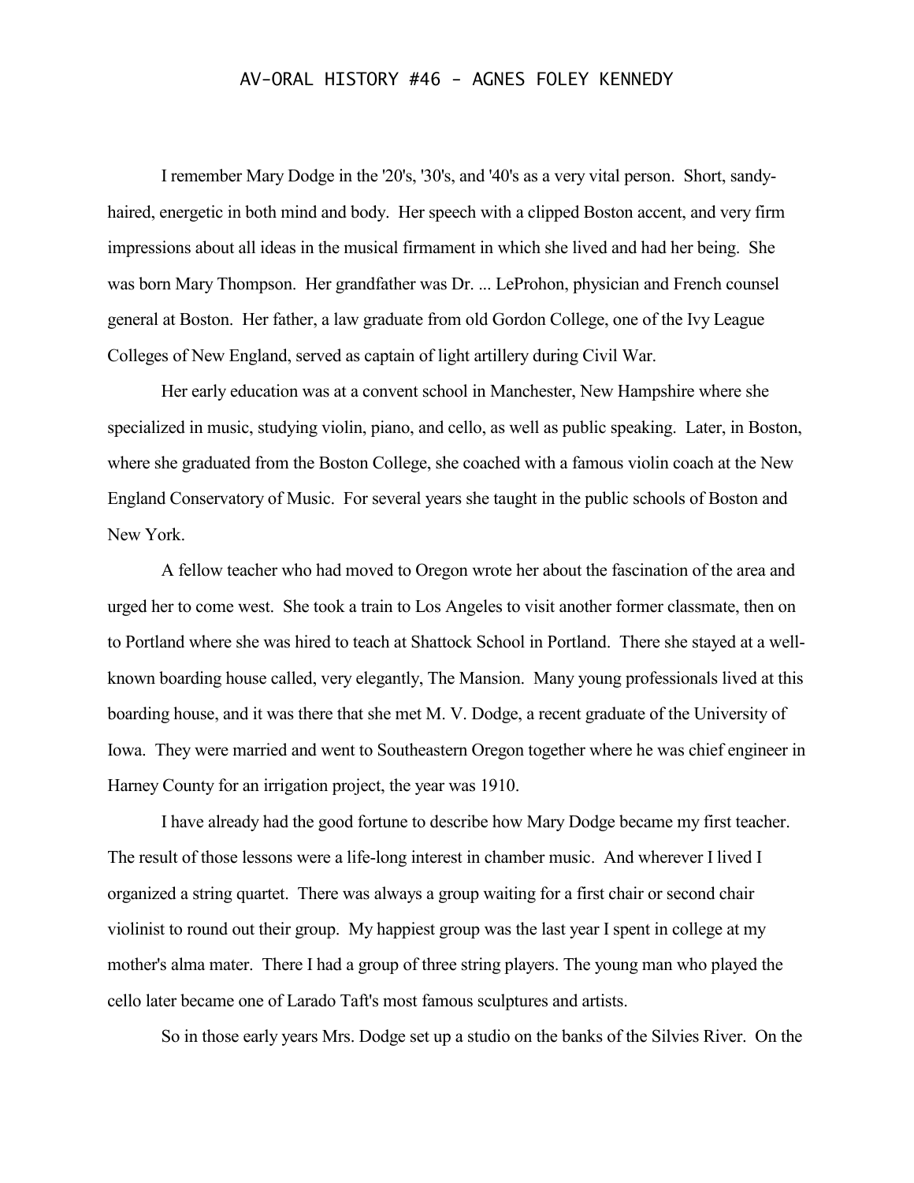# AV-ORAL HISTORY #46 - AGNES FOLEY KENNEDY

I remember Mary Dodge in the '20's, '30's, and '40's as a very vital person. Short, sandy-haired, energetic in both mind and body. Her speech with a clipped Boston accent, and very firm impressions about all ideas in the musical firmament in which she lived and had her being. She was born Mary Thompson. Her grandfather was Dr. ... LeProhon, physician and French counsel general at Boston. Her father, a law graduate from old Gordon College, one of the Ivy League Colleges of New England, served as captain of light artillery during Civil War.

Her early education was at a convent school in Manchester, New Hampshire where she specialized in music, studying violin, piano, and cello, as well as public speaking. Later, in Boston, where she graduated from the Boston College, she coached with a famous violin coach at the New England Conservatory of Music. For several years she taught in the public schools of Boston and New York.

A fellow teacher who had moved to Oregon wrote her about the fascination of the area and urged her to come west. She took a train to Los Angeles to visit another former classmate, then on to Portland where she was hired to teach at Shattock School in Portland. There she stayed at a well-known boarding house called, very elegantly, The Mansion. Many young professionals lived at this boarding house, and it was there that she met M. V. Dodge, a recent graduate of the University of Iowa. They were married and went to Southeastern Oregon together where he was chief engineer in Harney County for an irrigation project, the year was 1910.

I have already had the good fortune to describe how Mary Dodge became my first teacher. The result of those lessons were a life-long interest in chamber music. And wherever I lived I organized a string quartet. There was always a group waiting for a first chair or second chair violinist to round out their group. My happiest group was the last year I spent in college at my mother's alma mater. There I had a group of three string players. The young man who played the cello later became one of Larado Taft's most famous sculptures and artists.

So in those early years Mrs. Dodge set up a studio on the banks of the Silvies River. On the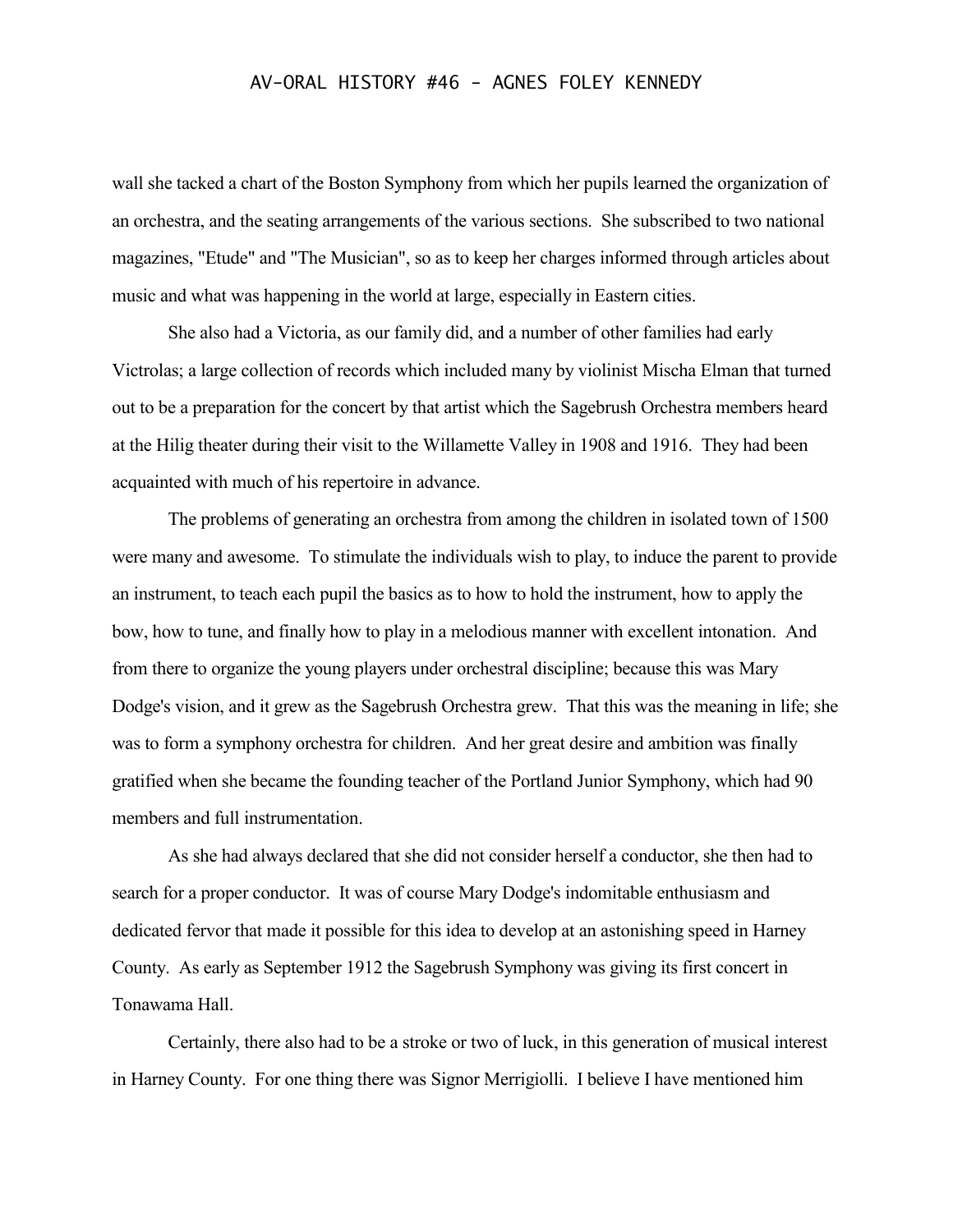wall she tacked a chart of the Boston Symphony from which her pupils learned the organization of an orchestra, and the seating arrangements of the various sections. She subscribed to two national magazines, "Etude" and "The Musician", so as to keep her charges informed through articles about music and what was happening in the world at large, especially in Eastern cities.

She also had a Victoria, as our family did, and a number of other families had early Victrolas; a large collection of records which included many by violinist Mischa Elman that turned out to be a preparation for the concert by that artist which the Sagebrush Orchestra members heard at the Hilig theater during their visit to the Willamette Valley in 1908 and 1916. They had been acquainted with much of his repertoire in advance.

The problems of generating an orchestra from among the children in isolated town of 1500 were many and awesome. To stimulate the individuals wish to play, to induce the parent to provide an instrument, to teach each pupil the basics as to how to hold the instrument, how to apply the bow, how to tune, and finally how to play in a melodious manner with excellent intonation. And from there to organize the young players under orchestral discipline; because this was Mary Dodge's vision, and it grew as the Sagebrush Orchestra grew. That this was the meaning in life; she was to form a symphony orchestra for children. And her great desire and ambition was finally gratified when she became the founding teacher of the Portland Junior Symphony, which had 90 members and full instrumentation.

As she had always declared that she did not consider herself a conductor, she then had to search for a proper conductor. It was of course Mary Dodge's indomitable enthusiasm and dedicated fervor that made it possible for this idea to develop at an astonishing speed in Harney County. As early as September 1912 the Sagebrush Symphony was giving its first concert in Tonawama Hall.

Certainly, there also had to be a stroke or two of luck, in this generation of musical interest in Harney County. For one thing there was Signor Merrigiolli. I believe I have mentioned him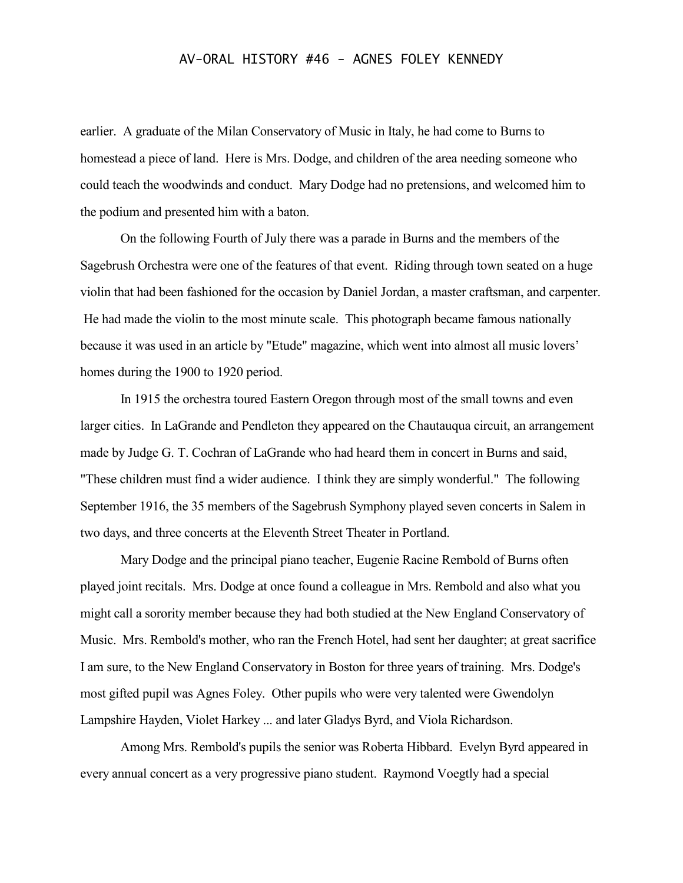earlier. A graduate of the Milan Conservatory of Music in Italy, he had come to Burns to homestead a piece of land. Here is Mrs. Dodge, and children of the area needing someone who could teach the woodwinds and conduct. Mary Dodge had no pretensions, and welcomed him to the podium and presented him with a baton.

On the following Fourth of July there was a parade in Burns and the members of the Sagebrush Orchestra were one of the features of that event. Riding through town seated on a huge violin that had been fashioned for the occasion by Daniel Jordan, a master craftsman, and carpenter. He had made the violin to the most minute scale. This photograph became famous nationally because it was used in an article by "Etude" magazine, which went into almost all music lovers' homes during the 1900 to 1920 period.

In 1915 the orchestra toured Eastern Oregon through most of the small towns and even larger cities. In LaGrande and Pendleton they appeared on the Chautauqua circuit, an arrangement made by Judge G. T. Cochran of LaGrande who had heard them in concert in Burns and said, "These children must find a wider audience. I think they are simply wonderful." The following September 1916, the 35 members of the Sagebrush Symphony played seven concerts in Salem in two days, and three concerts at the Eleventh Street Theater in Portland.

Mary Dodge and the principal piano teacher, Eugenie Racine Rembold of Burns often played joint recitals. Mrs. Dodge at once found a colleague in Mrs. Rembold and also what you might call a sorority member because they had both studied at the New England Conservatory of Music. Mrs. Rembold's mother, who ran the French Hotel, had sent her daughter; at great sacrifice I am sure, to the New England Conservatory in Boston for three years of training. Mrs. Dodge's most gifted pupil was Agnes Foley. Other pupils who were very talented were Gwendolyn Lampshire Hayden, Violet Harkey ... and later Gladys Byrd, and Viola Richardson.

Among Mrs. Rembold's pupils the senior was Roberta Hibbard. Evelyn Byrd appeared in every annual concert as a very progressive piano student. Raymond Voegtly had a special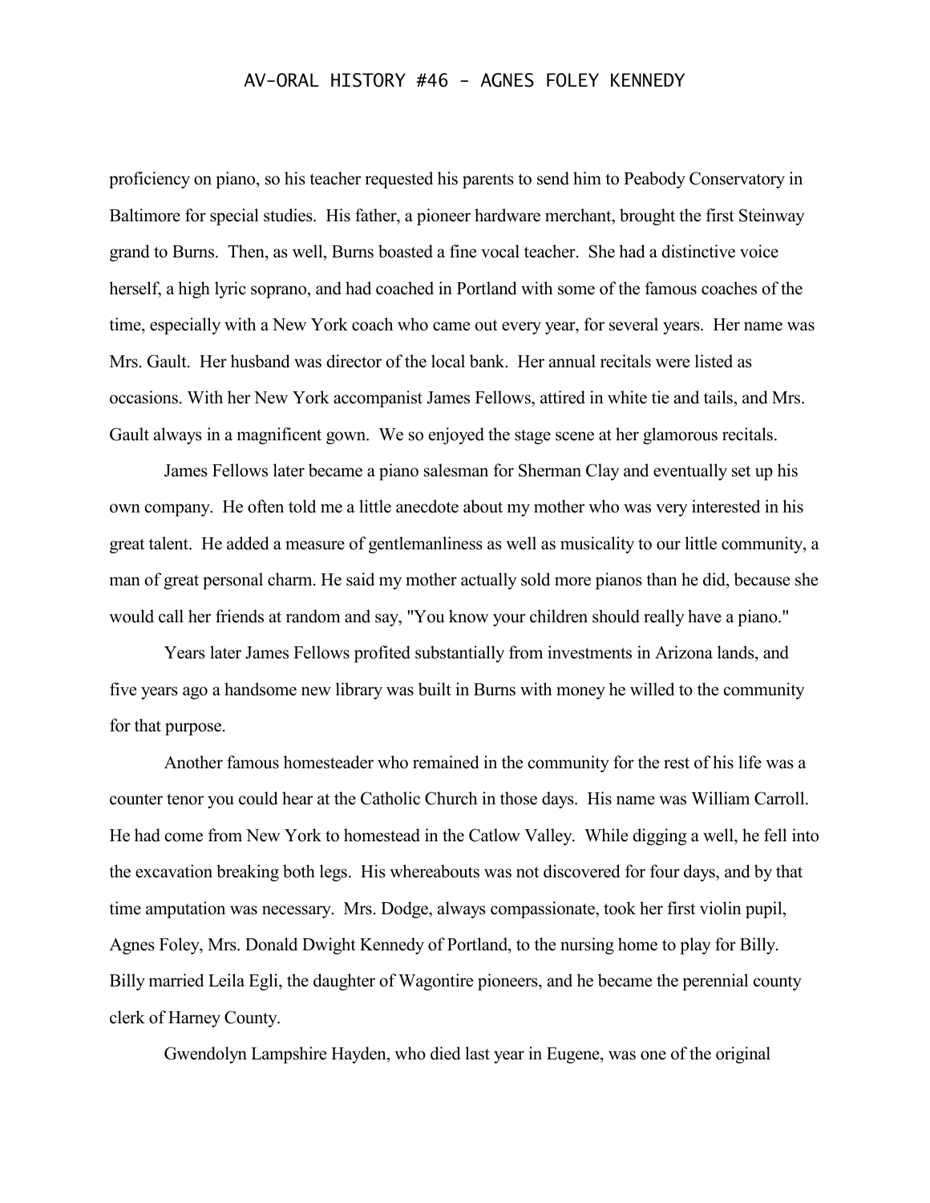proficiency on piano, so his teacher requested his parents to send him to Peabody Conservatory in Baltimore for special studies. His father, a pioneer hardware merchant, brought the first Steinway grand to Burns. Then, as well, Burns boasted a fine vocal teacher. She had a distinctive voice herself, a high lyric soprano, and had coached in Portland with some of the famous coaches of the time, especially with a New York coach who came out every year, for several years. Her name was Mrs. Gault. Her husband was director of the local bank. Her annual recitals were listed as occasions. With her New York accompanist James Fellows, attired in white tie and tails, and Mrs. Gault always in a magnificent gown. We so enjoyed the stage scene at her glamorous recitals.

James Fellows later became a piano salesman for Sherman Clay and eventually set up his own company. He often told me a little anecdote about my mother who was very interested in his great talent. He added a measure of gentlemanliness as well as musicality to our little community, a man of great personal charm. He said my mother actually sold more pianos than he did, because she would call her friends at random and say, "You know your children should really have a piano."

Years later James Fellows profited substantially from investments in Arizona lands, and five years ago a handsome new library was built in Burns with money he willed to the community for that purpose.

Another famous homesteader who remained in the community for the rest of his life was a counter tenor you could hear at the Catholic Church in those days. His name was William Carroll. He had come from New York to homestead in the Catlow Valley. While digging a well, he fell into the excavation breaking both legs. His whereabouts was not discovered for four days, and by that time amputation was necessary. Mrs. Dodge, always compassionate, took her first violin pupil, Agnes Foley, Mrs. Donald Dwight Kennedy of Portland, to the nursing home to play for Billy. Billy married Leila Egli, the daughter of Wagontire pioneers, and he became the perennial county clerk of Harney County.

Gwendolyn Lampshire Hayden, who died last year in Eugene, was one of the original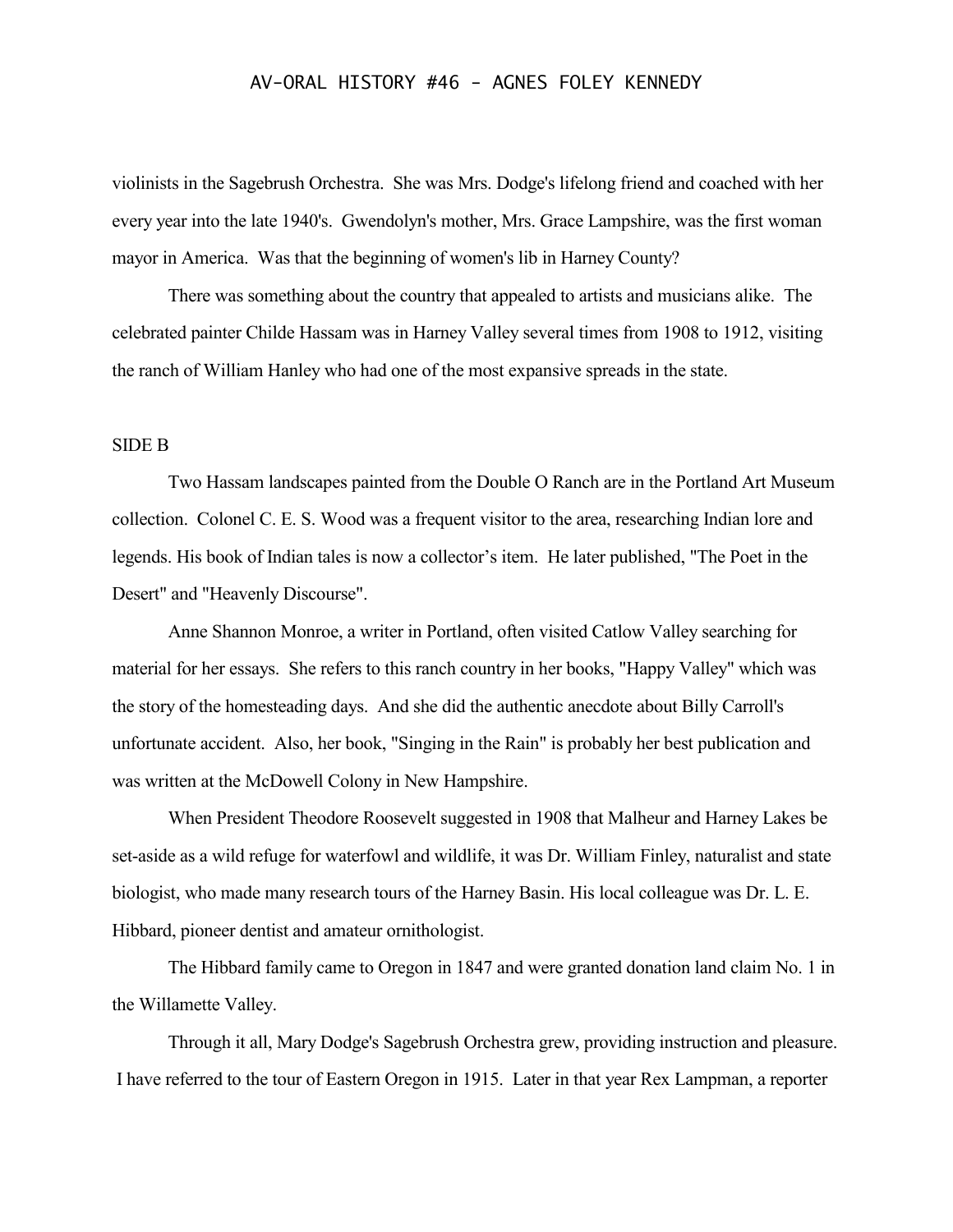violinists in the Sagebrush Orchestra. She was Mrs. Dodge's lifelong friend and coached with her every year into the late 1940's. Gwendolyn's mother, Mrs. Grace Lampshire, was the first woman mayor in America. Was that the beginning of women's lib in Harney County?

There was something about the country that appealed to artists and musicians alike. The celebrated painter Childe Hassam was in Harney Valley several times from 1908 to 1912, visiting the ranch of William Hanley who had one of the most expansive spreads in the state.

SIDE B

Two Hassam landscapes painted from the Double O Ranch are in the Portland Art Museum collection. Colonel C. E. S. Wood was a frequent visitor to the area, researching Indian lore and legends. His book of Indian tales is now a collector's item. He later published, "The Poet in the Desert" and "Heavenly Discourse".

Anne Shannon Monroe, a writer in Portland, often visited Catlow Valley searching for material for her essays. She refers to this ranch country in her books, "Happy Valley" which was the story of the homesteading days. And she did the authentic anecdote about Billy Carroll's unfortunate accident. Also, her book, "Singing in the Rain" is probably her best publication and was written at the McDowell Colony in New Hampshire.

When President Theodore Roosevelt suggested in 1908 that Malheur and Harney Lakes be set-aside as a wild refuge for waterfowl and wildlife, it was Dr. William Finley, naturalist and state biologist, who made many research tours of the Harney Basin. His local colleague was Dr. L. E. Hibbard, pioneer dentist and amateur ornithologist.

The Hibbard family came to Oregon in 1847 and were granted donation land claim No. 1 in the Willamette Valley.

Through it all, Mary Dodge's Sagebrush Orchestra grew, providing instruction and pleasure. I have referred to the tour of Eastern Oregon in 1915. Later in that year Rex Lampman, a reporter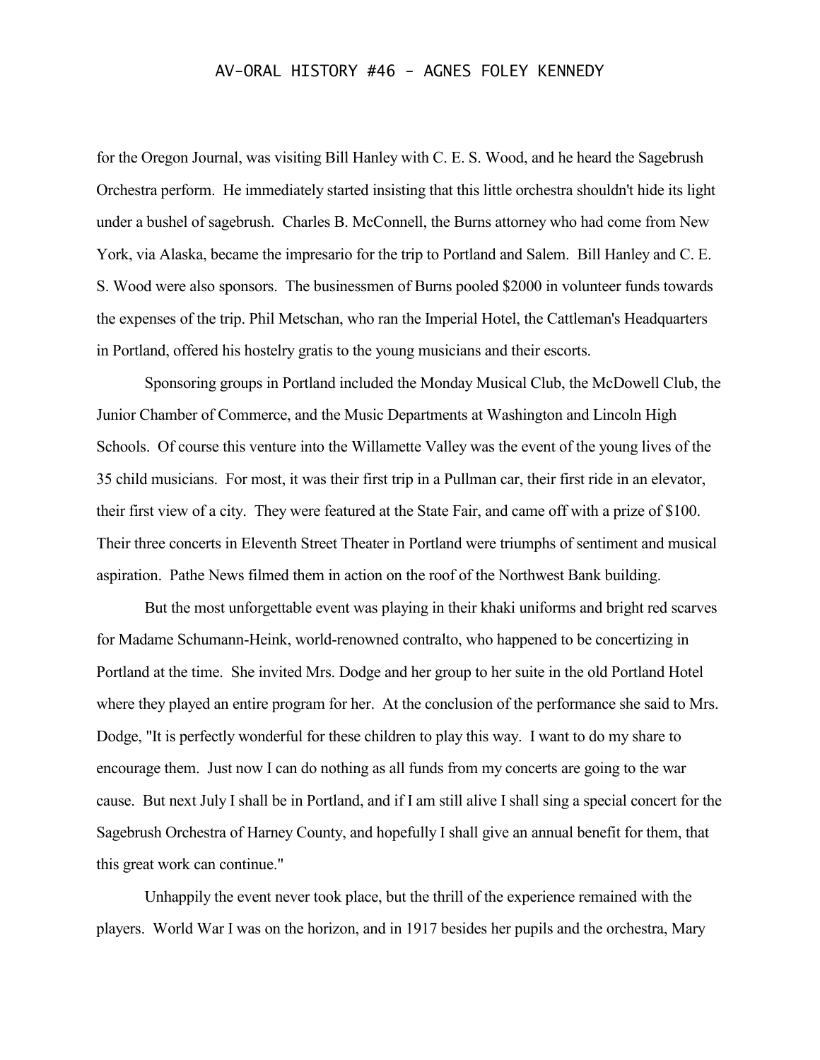for the Oregon Journal, was visiting Bill Hanley with C. E. S. Wood, and he heard the Sagebrush Orchestra perform. He immediately started insisting that this little orchestra shouldn't hide its light under a bushel of sagebrush. Charles B. McConnell, the Burns attorney who had come from New York, via Alaska, became the impresario for the trip to Portland and Salem. Bill Hanley and C. E. S. Wood were also sponsors. The businessmen of Burns pooled $2000 in volunteer funds towards the expenses of the trip. Phil Metschan, who ran the Imperial Hotel, the Cattleman's Headquarters in Portland, offered his hostelry gratis to the young musicians and their escorts.

Sponsoring groups in Portland included the Monday Musical Club, the McDowell Club, the Junior Chamber of Commerce, and the Music Departments at Washington and Lincoln High Schools. Of course this venture into the Willamette Valley was the event of the young lives of the 35 child musicians. For most, it was their first trip in a Pullman car, their first ride in an elevator, their first view of a city. They were featured at the State Fair, and came off with a prize of $100. Their three concerts in Eleventh Street Theater in Portland were triumphs of sentiment and musical aspiration. Pathe News filmed them in action on the roof of the Northwest Bank building.

But the most unforgettable event was playing in their khaki uniforms and bright red scarves for Madame Schumann-Heink, world-renowned contralto, who happened to be concertizing in Portland at the time. She invited Mrs. Dodge and her group to her suite in the old Portland Hotel where they played an entire program for her. At the conclusion of the performance she said to Mrs. Dodge, "It is perfectly wonderful for these children to play this way. I want to do my share to encourage them. Just now I can do nothing as all funds from my concerts are going to the war cause. But next July I shall be in Portland, and if I am still alive I shall sing a special concert for the Sagebrush Orchestra of Harney County, and hopefully I shall give an annual benefit for them, that this great work can continue."

Unhappily the event never took place, but the thrill of the experience remained with the players. World War I was on the horizon, and in 1917 besides her pupils and the orchestra, Mary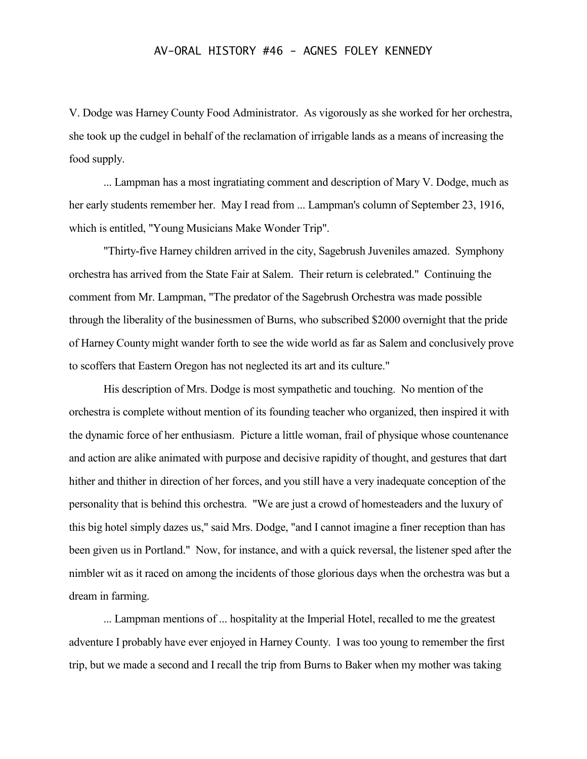V. Dodge was Harney County Food Administrator. As vigorously as she worked for her orchestra, she took up the cudgel in behalf of the reclamation of irrigable lands as a means of increasing the food supply.

... Lampman has a most ingratiating comment and description of Mary V. Dodge, much as her early students remember her. May I read from ... Lampman's column of September 23, 1916, which is entitled, "Young Musicians Make Wonder Trip".

"Thirty-five Harney children arrived in the city, Sagebrush Juveniles amazed. Symphony orchestra has arrived from the State Fair at Salem. Their return is celebrated." Continuing the comment from Mr. Lampman, "The predator of the Sagebrush Orchestra was made possible through the liberality of the businessmen of Burns, who subscribed $2000 overnight that the pride of Harney County might wander forth to see the wide world as far as Salem and conclusively prove to scoffers that Eastern Oregon has not neglected its art and its culture."

His description of Mrs. Dodge is most sympathetic and touching. No mention of the orchestra is complete without mention of its founding teacher who organized, then inspired it with the dynamic force of her enthusiasm. Picture a little woman, frail of physique whose countenance and action are alike animated with purpose and decisive rapidity of thought, and gestures that dart hither and thither in direction of her forces, and you still have a very inadequate conception of the personality that is behind this orchestra. "We are just a crowd of homesteaders and the luxury of this big hotel simply dazes us," said Mrs. Dodge, "and I cannot imagine a finer reception than has been given us in Portland." Now, for instance, and with a quick reversal, the listener sped after the nimbler wit as it raced on among the incidents of those glorious days when the orchestra was but a dream in farming.

... Lampman mentions of ... hospitality at the Imperial Hotel, recalled to me the greatest adventure I probably have ever enjoyed in Harney County. I was too young to remember the first trip, but we made a second and I recall the trip from Burns to Baker when my mother was taking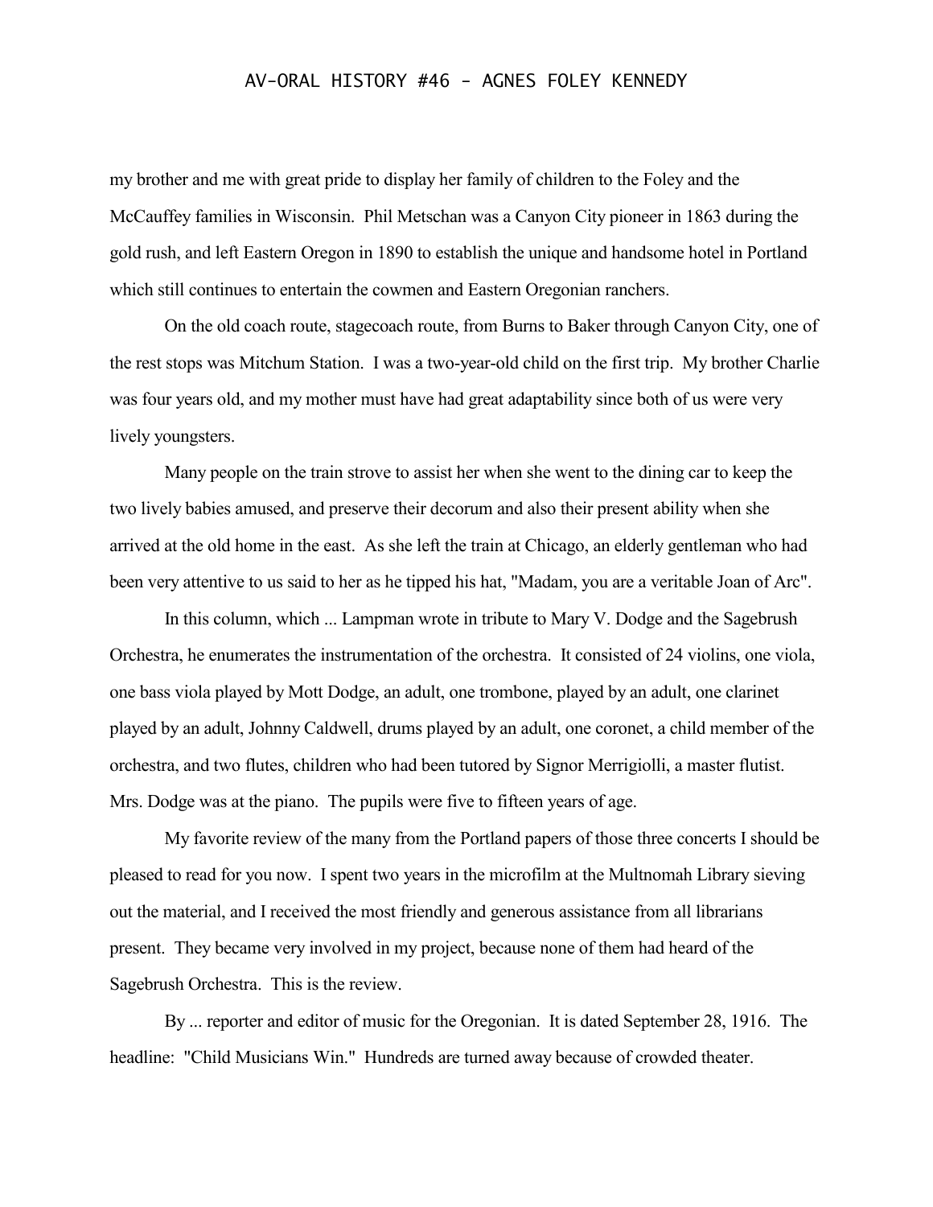my brother and me with great pride to display her family of children to the Foley and the McCauffey families in Wisconsin. Phil Metschan was a Canyon City pioneer in 1863 during the gold rush, and left Eastern Oregon in 1890 to establish the unique and handsome hotel in Portland which still continues to entertain the cowmen and Eastern Oregonian ranchers.

On the old coach route, stagecoach route, from Burns to Baker through Canyon City, one of the rest stops was Mitchum Station. I was a two-year-old child on the first trip. My brother Charlie was four years old, and my mother must have had great adaptability since both of us were very lively youngsters.

Many people on the train strove to assist her when she went to the dining car to keep the two lively babies amused, and preserve their decorum and also their present ability when she arrived at the old home in the east. As she left the train at Chicago, an elderly gentleman who had been very attentive to us said to her as he tipped his hat, "Madam, you are a veritable Joan of Arc".

In this column, which ... Lampman wrote in tribute to Mary V. Dodge and the Sagebrush Orchestra, he enumerates the instrumentation of the orchestra. It consisted of 24 violins, one viola, one bass viola played by Mott Dodge, an adult, one trombone, played by an adult, one clarinet played by an adult, Johnny Caldwell, drums played by an adult, one coronet, a child member of the orchestra, and two flutes, children who had been tutored by Signor Merrigiolli, a master flutist. Mrs. Dodge was at the piano. The pupils were five to fifteen years of age.

My favorite review of the many from the Portland papers of those three concerts I should be pleased to read for you now. I spent two years in the microfilm at the Multnomah Library sieving out the material, and I received the most friendly and generous assistance from all librarians present. They became very involved in my project, because none of them had heard of the Sagebrush Orchestra. This is the review.

By ... reporter and editor of music for the Oregonian. It is dated September 28, 1916. The headline: "Child Musicians Win." Hundreds are turned away because of crowded theater.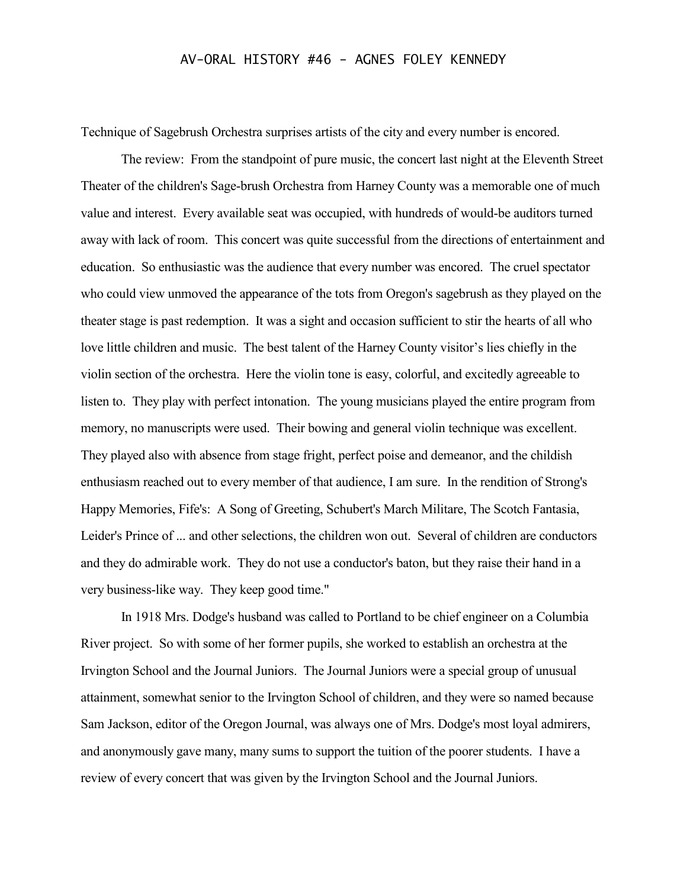Technique of Sagebrush Orchestra surprises artists of the city and every number is encored.

The review: From the standpoint of pure music, the concert last night at the Eleventh Street Theater of the children's Sage-brush Orchestra from Harney County was a memorable one of much value and interest. Every available seat was occupied, with hundreds of would-be auditors turned away with lack of room. This concert was quite successful from the directions of entertainment and education. So enthusiastic was the audience that every number was encored. The cruel spectator who could view unmoved the appearance of the tots from Oregon's sagebrush as they played on the theater stage is past redemption. It was a sight and occasion sufficient to stir the hearts of all who love little children and music. The best talent of the Harney County visitor's lies chiefly in the violin section of the orchestra. Here the violin tone is easy, colorful, and excitedly agreeable to listen to. They play with perfect intonation. The young musicians played the entire program from memory, no manuscripts were used. Their bowing and general violin technique was excellent. They played also with absence from stage fright, perfect poise and demeanor, and the childish enthusiasm reached out to every member of that audience, I am sure. In the rendition of Strong's Happy Memories, Fife's: A Song of Greeting, Schubert's March Militare, The Scotch Fantasia, Leider's Prince of ... and other selections, the children won out. Several of children are conductors and they do admirable work. They do not use a conductor's baton, but they raise their hand in a very business-like way. They keep good time."

In 1918 Mrs. Dodge's husband was called to Portland to be chief engineer on a Columbia River project. So with some of her former pupils, she worked to establish an orchestra at the Irvington School and the Journal Juniors. The Journal Juniors were a special group of unusual attainment, somewhat senior to the Irvington School of children, and they were so named because Sam Jackson, editor of the Oregon Journal, was always one of Mrs. Dodge's most loyal admirers, and anonymously gave many, many sums to support the tuition of the poorer students. I have a review of every concert that was given by the Irvington School and the Journal Juniors.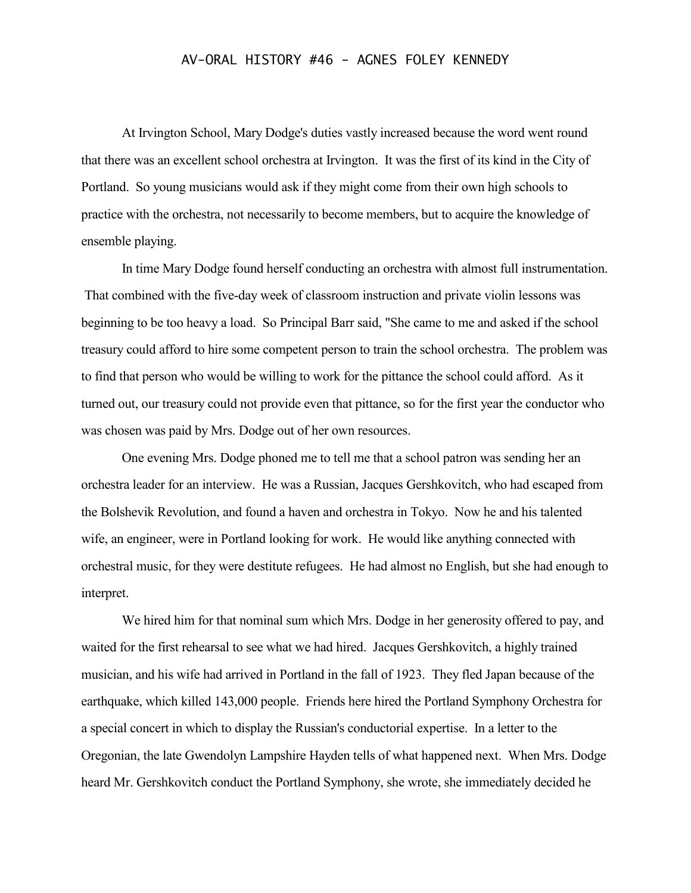At Irvington School, Mary Dodge's duties vastly increased because the word went round that there was an excellent school orchestra at Irvington. It was the first of its kind in the City of Portland. So young musicians would ask if they might come from their own high schools to practice with the orchestra, not necessarily to become members, but to acquire the knowledge of ensemble playing.

In time Mary Dodge found herself conducting an orchestra with almost full instrumentation. That combined with the five-day week of classroom instruction and private violin lessons was beginning to be too heavy a load. So Principal Barr said, "She came to me and asked if the school treasury could afford to hire some competent person to train the school orchestra. The problem was to find that person who would be willing to work for the pittance the school could afford. As it turned out, our treasury could not provide even that pittance, so for the first year the conductor who was chosen was paid by Mrs. Dodge out of her own resources.

One evening Mrs. Dodge phoned me to tell me that a school patron was sending her an orchestra leader for an interview. He was a Russian, Jacques Gershkovitch, who had escaped from the Bolshevik Revolution, and found a haven and orchestra in Tokyo. Now he and his talented wife, an engineer, were in Portland looking for work. He would like anything connected with orchestral music, for they were destitute refugees. He had almost no English, but she had enough to interpret.

We hired him for that nominal sum which Mrs. Dodge in her generosity offered to pay, and waited for the first rehearsal to see what we had hired. Jacques Gershkovitch, a highly trained musician, and his wife had arrived in Portland in the fall of 1923. They fled Japan because of the earthquake, which killed 143,000 people. Friends here hired the Portland Symphony Orchestra for a special concert in which to display the Russian's conductorial expertise. In a letter to the Oregonian, the late Gwendolyn Lampshire Hayden tells of what happened next. When Mrs. Dodge heard Mr. Gershkovitch conduct the Portland Symphony, she wrote, she immediately decided he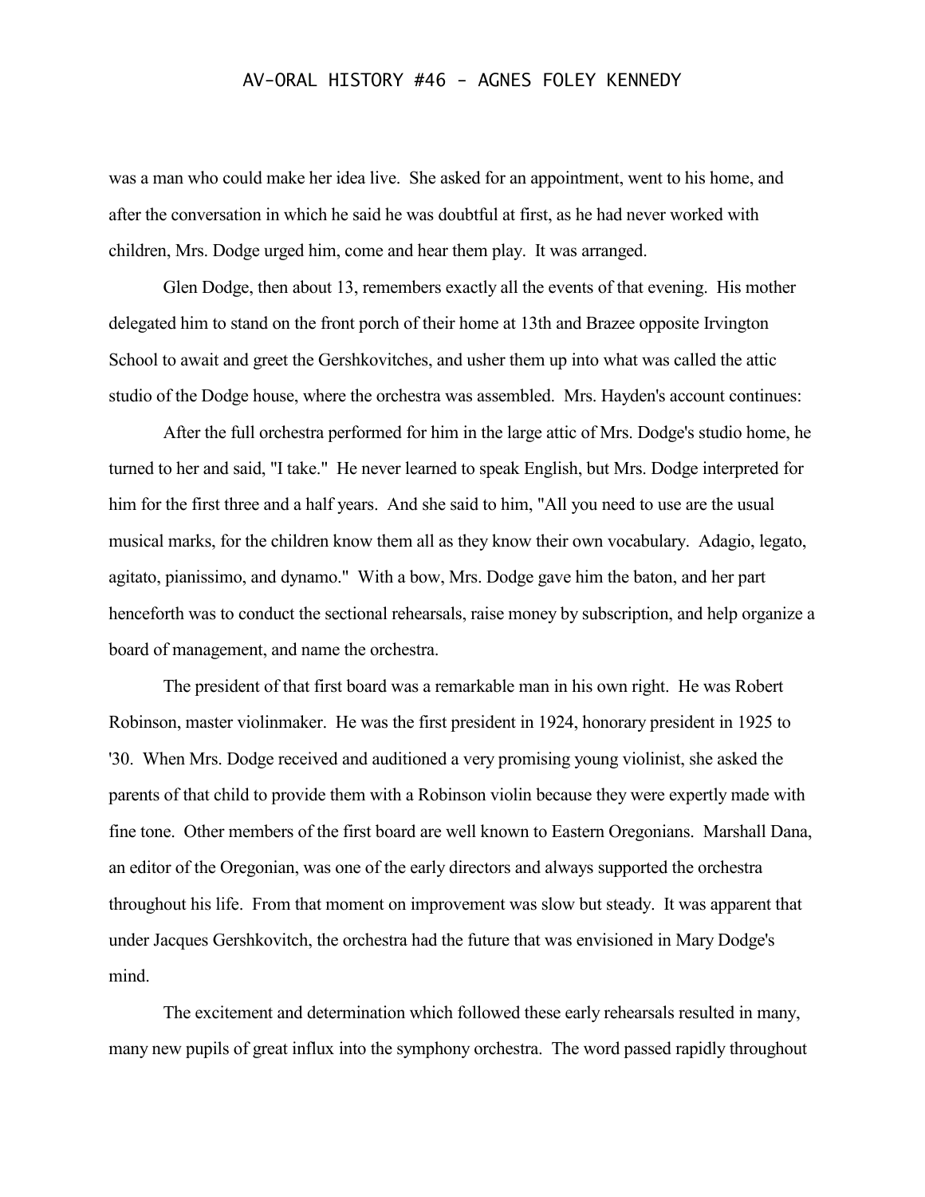was a man who could make her idea live. She asked for an appointment, went to his home, and after the conversation in which he said he was doubtful at first, as he had never worked with children, Mrs. Dodge urged him, come and hear them play. It was arranged.

Glen Dodge, then about 13, remembers exactly all the events of that evening. His mother delegated him to stand on the front porch of their home at 13th and Brazee opposite Irvington School to await and greet the Gershkovitches, and usher them up into what was called the attic studio of the Dodge house, where the orchestra was assembled. Mrs. Hayden's account continues:

After the full orchestra performed for him in the large attic of Mrs. Dodge's studio home, he turned to her and said, "I take." He never learned to speak English, but Mrs. Dodge interpreted for him for the first three and a half years. And she said to him, "All you need to use are the usual musical marks, for the children know them all as they know their own vocabulary. Adagio, legato, agitato, pianissimo, and dynamo." With a bow, Mrs. Dodge gave him the baton, and her part henceforth was to conduct the sectional rehearsals, raise money by subscription, and help organize a board of management, and name the orchestra.

The president of that first board was a remarkable man in his own right. He was Robert Robinson, master violinmaker. He was the first president in 1924, honorary president in 1925 to '30. When Mrs. Dodge received and auditioned a very promising young violinist, she asked the parents of that child to provide them with a Robinson violin because they were expertly made with fine tone. Other members of the first board are well known to Eastern Oregonians. Marshall Dana, an editor of the Oregonian, was one of the early directors and always supported the orchestra throughout his life. From that moment on improvement was slow but steady. It was apparent that under Jacques Gershkovitch, the orchestra had the future that was envisioned in Mary Dodge's mind.

The excitement and determination which followed these early rehearsals resulted in many, many new pupils of great influx into the symphony orchestra. The word passed rapidly throughout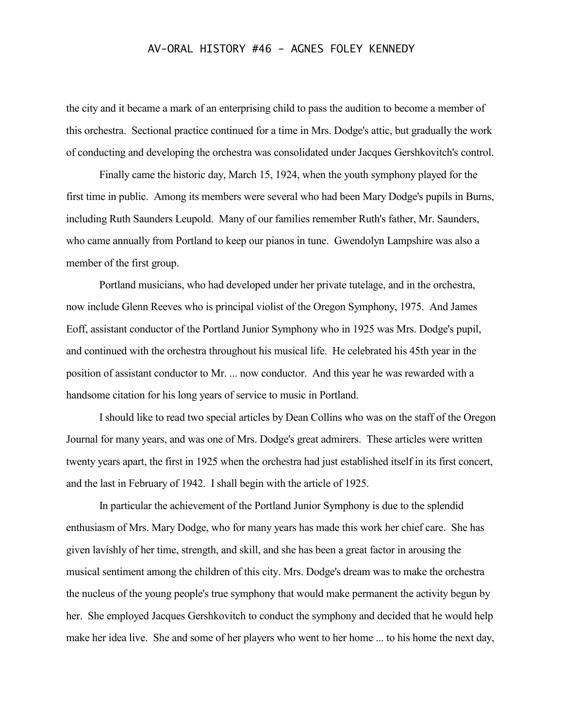the city and it became a mark of an enterprising child to pass the audition to become a member of this orchestra. Sectional practice continued for a time in Mrs. Dodge's attic, but gradually the work of conducting and developing the orchestra was consolidated under Jacques Gershkovitch's control.

Finally came the historic day, March 15, 1924, when the youth symphony played for the first time in public. Among its members were several who had been Mary Dodge's pupils in Burns, including Ruth Saunders Leupold. Many of our families remember Ruth's father, Mr. Saunders, who came annually from Portland to keep our pianos in tune. Gwendolyn Lampshire was also a member of the first group.

Portland musicians, who had developed under her private tutelage, and in the orchestra, now include Glenn Reeves who is principal violist of the Oregon Symphony, 1975. And James Eoff, assistant conductor of the Portland Junior Symphony who in 1925 was Mrs. Dodge's pupil, and continued with the orchestra throughout his musical life. He celebrated his 45th year in the position of assistant conductor to Mr. ... now conductor. And this year he was rewarded with a handsome citation for his long years of service to music in Portland.

I should like to read two special articles by Dean Collins who was on the staff of the Oregon Journal for many years, and was one of Mrs. Dodge's great admirers. These articles were written twenty years apart, the first in 1925 when the orchestra had just established itself in its first concert, and the last in February of 1942. I shall begin with the article of 1925.

In particular the achievement of the Portland Junior Symphony is due to the splendid enthusiasm of Mrs. Mary Dodge, who for many years has made this work her chief care. She has given lavishly of her time, strength, and skill, and she has been a great factor in arousing the musical sentiment among the children of this city. Mrs. Dodge's dream was to make the orchestra the nucleus of the young people's true symphony that would make permanent the activity begun by her. She employed Jacques Gershkovitch to conduct the symphony and decided that he would help make her idea live. She and some of her players who went to her home ... to his home the next day,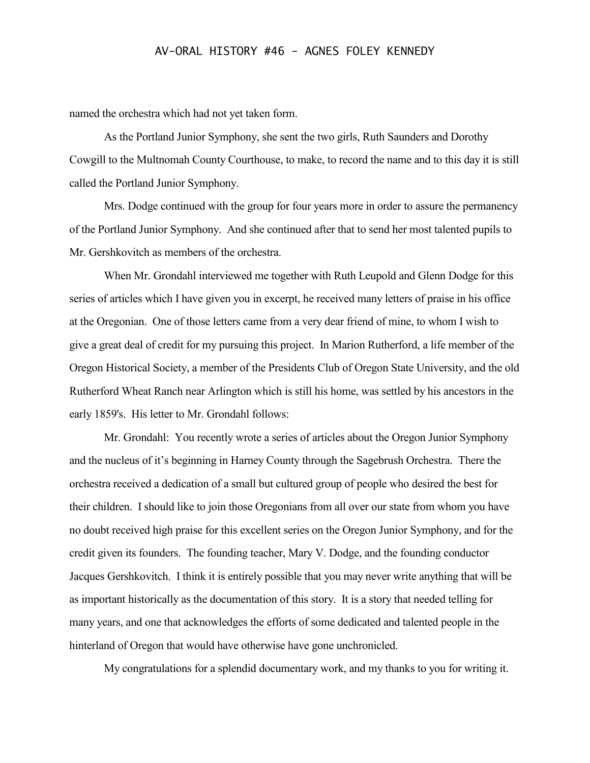named the orchestra which had not yet taken form.

As the Portland Junior Symphony, she sent the two girls, Ruth Saunders and Dorothy Cowgill to the Multnomah County Courthouse, to make, to record the name and to this day it is still called the Portland Junior Symphony.

Mrs. Dodge continued with the group for four years more in order to assure the permanency of the Portland Junior Symphony. And she continued after that to send her most talented pupils to Mr. Gershkovitch as members of the orchestra.

When Mr. Grondahl interviewed me together with Ruth Leupold and Glenn Dodge for this series of articles which I have given you in excerpt, he received many letters of praise in his office at the Oregonian. One of those letters came from a very dear friend of mine, to whom I wish to give a great deal of credit for my pursuing this project. In Marion Rutherford, a life member of the Oregon Historical Society, a member of the Presidents Club of Oregon State University, and the old Rutherford Wheat Ranch near Arlington which is still his home, was settled by his ancestors in the early 1859's. His letter to Mr. Grondahl follows:

Mr. Grondahl: You recently wrote a series of articles about the Oregon Junior Symphony and the nucleus of it's beginning in Harney County through the Sagebrush Orchestra. There the orchestra received a dedication of a small but cultured group of people who desired the best for their children. I should like to join those Oregonians from all over our state from whom you have no doubt received high praise for this excellent series on the Oregon Junior Symphony, and for the credit given its founders. The founding teacher, Mary V. Dodge, and the founding conductor Jacques Gershkovitch. I think it is entirely possible that you may never write anything that will be as important historically as the documentation of this story. It is a story that needed telling for many years, and one that acknowledges the efforts of some dedicated and talented people in the hinterland of Oregon that would have otherwise have gone unchronicled.

My congratulations for a splendid documentary work, and my thanks to you for writing it.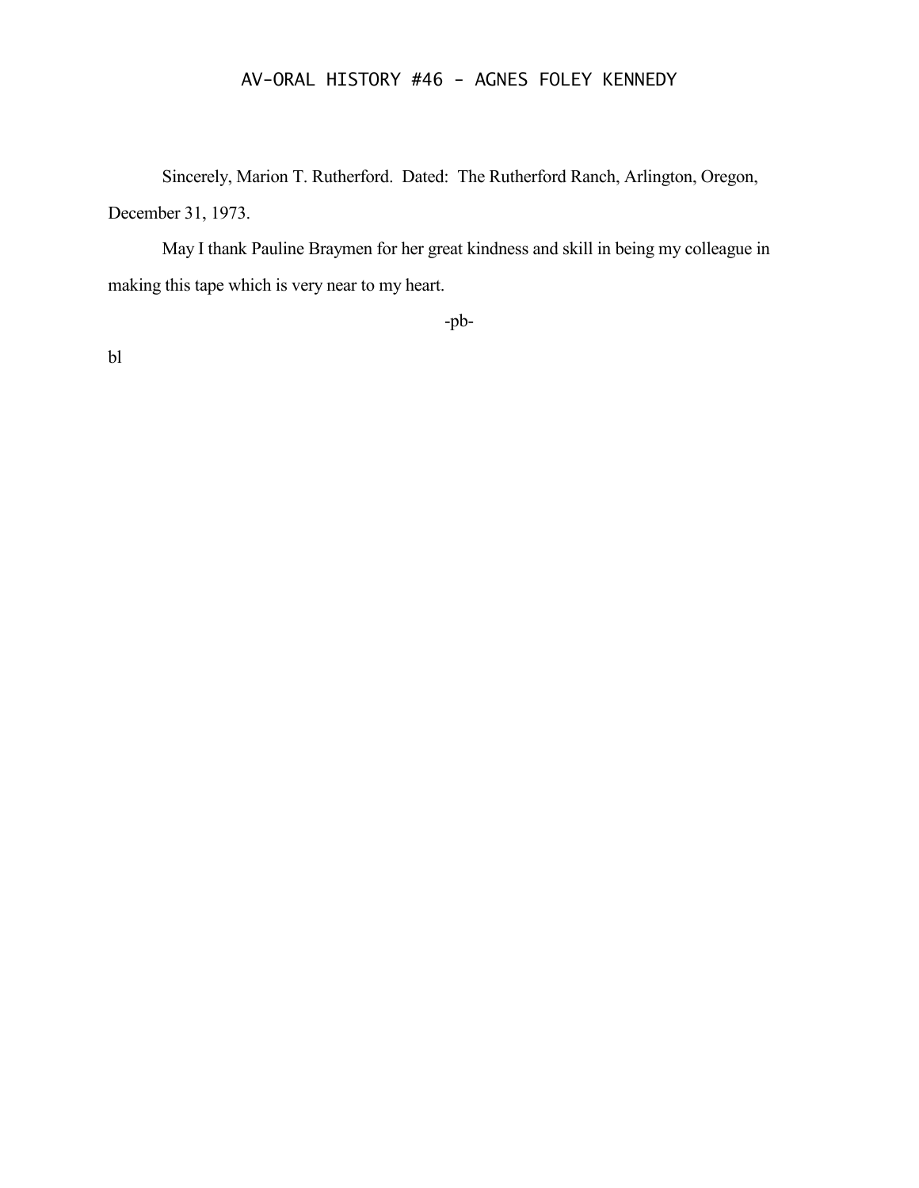Sincerely, Marion T. Rutherford. Dated: The Rutherford Ranch, Arlington, Oregon, December 31, 1973.

May I thank Pauline Braymen for her great kindness and skill in being my colleague in making this tape which is very near to my heart.

-pb-

bl